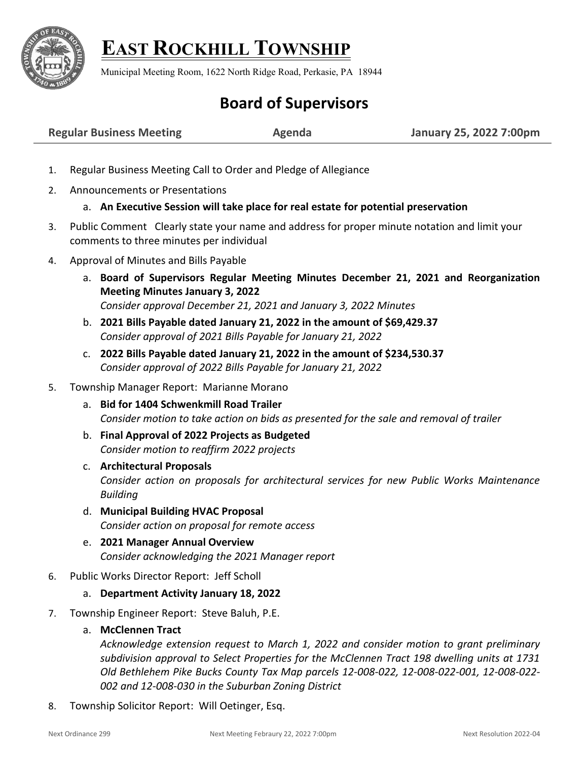# EAST ROCKHILL TOWNSHIP

Municipal Meeting Room, 1622 North Ridge Road, Perkasie, PA 18944

## Board of Supervisors

**Regular Business Meeting** **Agenda** **January 25, 2022 7:00pm**

1. Regular Business Meeting Call to Order and Pledge of Allegiance
2. Announcements or Presentations
   a. **An Executive Session will take place for real estate for potential preservation**
3. Public Comment Clearly state your name and address for proper minute notation and limit your comments to three minutes per individual
4. Approval of Minutes and Bills Payable
   a. **Board of Supervisors Regular Meeting Minutes December 21, 2021 and Reorganization Meeting Minutes January 3, 2022**
   *Consider approval December 21, 2021 and January 3, 2022 Minutes*
   b. **2021 Bills Payable dated January 21, 2022 in the amount of $69,429.37**
   *Consider approval of 2021 Bills Payable for January 21, 2022*
   c. **2022 Bills Payable dated January 21, 2022 in the amount of $234,530.37**
   *Consider approval of 2022 Bills Payable for January 21, 2022*
5. Township Manager Report: Marianne Morano
   a. **Bid for 1404 Schwenkmill Road Trailer**
   *Consider motion to take action on bids as presented for the sale and removal of trailer*
   b. **Final Approval of 2022 Projects as Budgeted**
   *Consider motion to reaffirm 2022 projects*
   c. **Architectural Proposals**
   *Consider action on proposals for architectural services for new Public Works Maintenance Building*
   d. **Municipal Building HVAC Proposal**
   *Consider action on proposal for remote access*
   e. **2021 Manager Annual Overview**
   *Consider acknowledging the 2021 Manager report*
6. Public Works Director Report: Jeff Scholl
   a. **Department Activity January 18, 2022**
7. Township Engineer Report: Steve Baluh, P.E.
   a. **McClennen Tract**
   *Acknowledge extension request to March 1, 2022 and consider motion to grant preliminary subdivision approval to Select Properties for the McClennen Tract 198 dwelling units at 1731 Old Bethlehem Pike Bucks County Tax Map parcels 12-008-022, 12-008-022-001, 12-008-022-002 and 12-008-030 in the Suburban Zoning District*
8. Township Solicitor Report: Will Oetinger, Esq.

Next Ordinance 299 Next Meeting Febraury 22, 2022 7:00pm Next Resolution 2022-04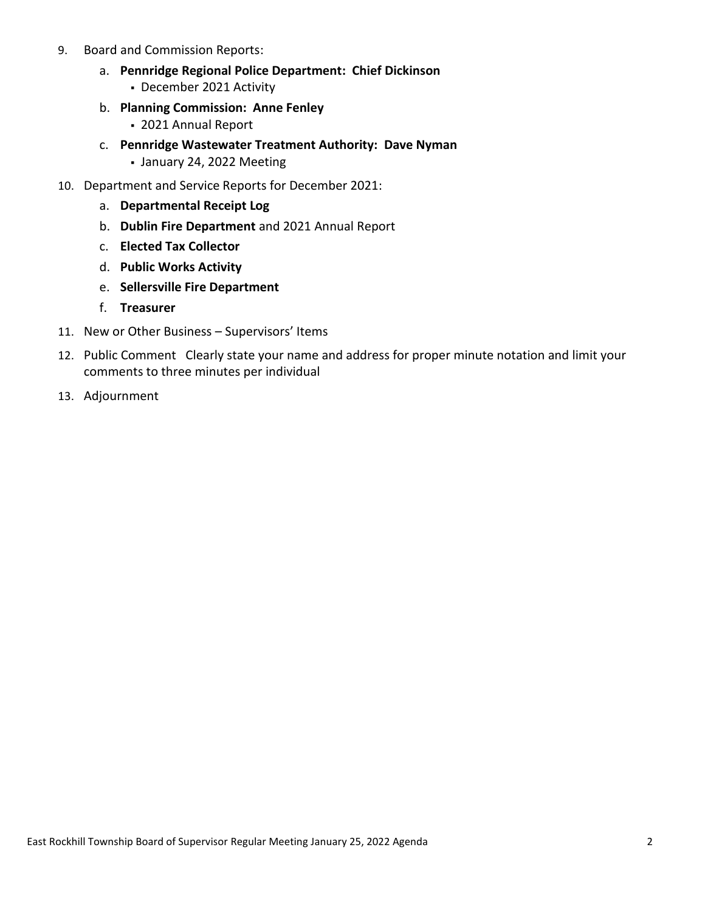9. Board and Commission Reports:
    a. **Pennridge Regional Police Department: Chief Dickinson**
        - December 2021 Activity
    b. **Planning Commission: Anne Fenley**
        - 2021 Annual Report
    c. **Pennridge Wastewater Treatment Authority: Dave Nyman**
        - January 24, 2022 Meeting
10. Department and Service Reports for December 2021:
    a. **Departmental Receipt Log**
    b. **Dublin Fire Department** and 2021 Annual Report
    c. **Elected Tax Collector**
    d. **Public Works Activity**
    e. **Sellersville Fire Department**
    f. **Treasurer**
11. New or Other Business – Supervisors' Items
12. Public Comment Clearly state your name and address for proper minute notation and limit your comments to three minutes per individual
13. Adjournment